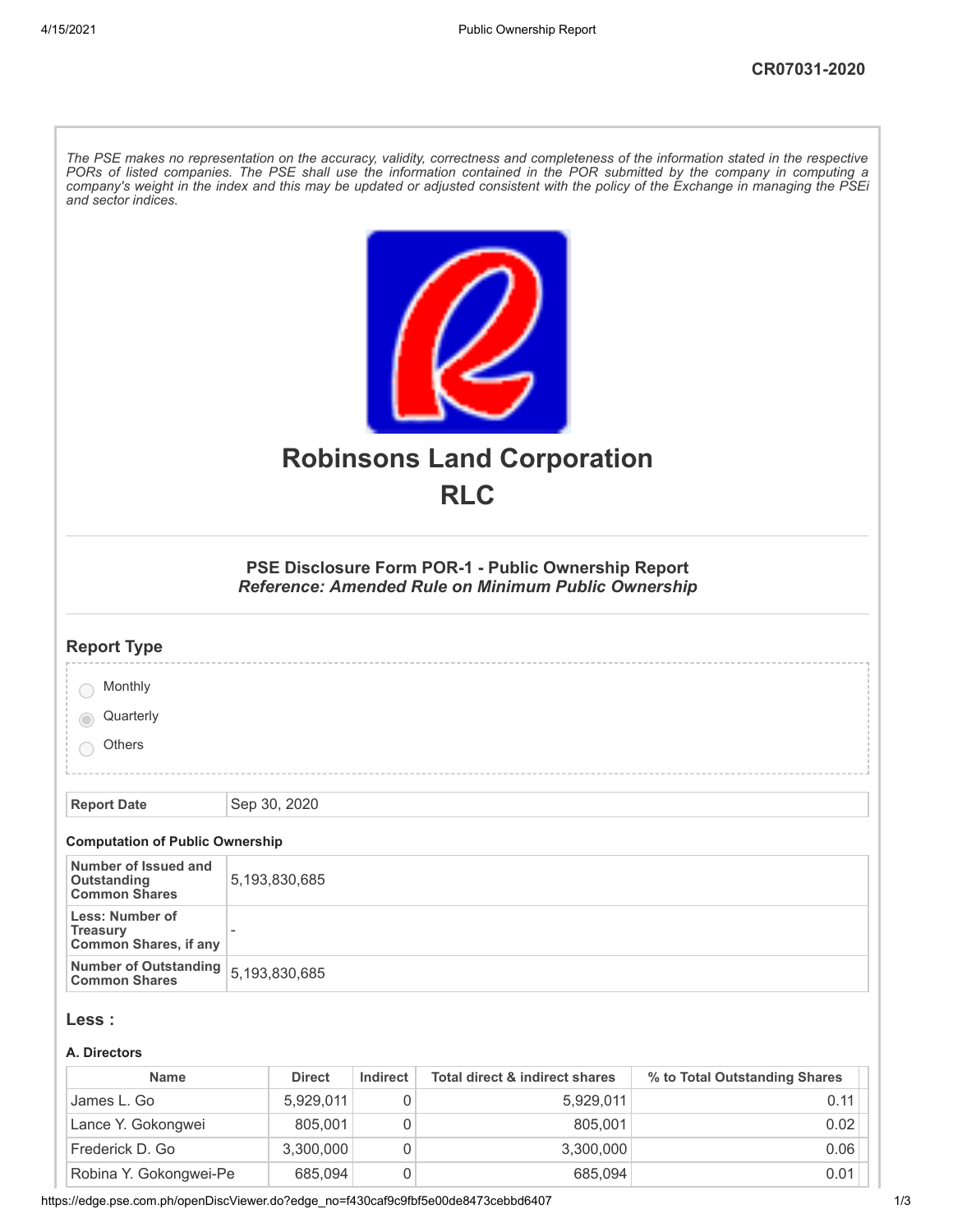CR07031-2020

*The PSE makes no representation on the accuracy, validity, correctness and completeness of the information stated in the respective PORs of listed companies. The PSE shall use the information contained in the POR submitted by the company in computing a company's weight in the index and this may be updated or adjusted consistent with the policy of the Exchange in managing the PSEi and sector indices.*

# Robinsons Land Corporation
# RLC

### PSE Disclosure Form POR-1 - Public Ownership Report
### *Reference: Amended Rule on Minimum Public Ownership*

## Report Type

- Monthly
- Quarterly (selected)
- Others

| Report Date | Sep 30, 2020 |
|---|---|

**Computation of Public Ownership**

| | |
|---|---|
| **Number of Issued and Outstanding Common Shares** | 5,193,830,685 |
| **Less: Number of Treasury Common Shares, if any** | - |
| **Number of Outstanding Common Shares** | 5,193,830,685 |

## Less :

**A. Directors**

| Name | Direct | Indirect | Total direct & indirect shares | % to Total Outstanding Shares |
|---|---|---|---|---|
| James L. Go | 5,929,011 | 0 | 5,929,011 | 0.11 |
| Lance Y. Gokongwei | 805,001 | 0 | 805,001 | 0.02 |
| Frederick D. Go | 3,300,000 | 0 | 3,300,000 | 0.06 |
| Robina Y. Gokongwei-Pe | 685,094 | 0 | 685,094 | 0.01 |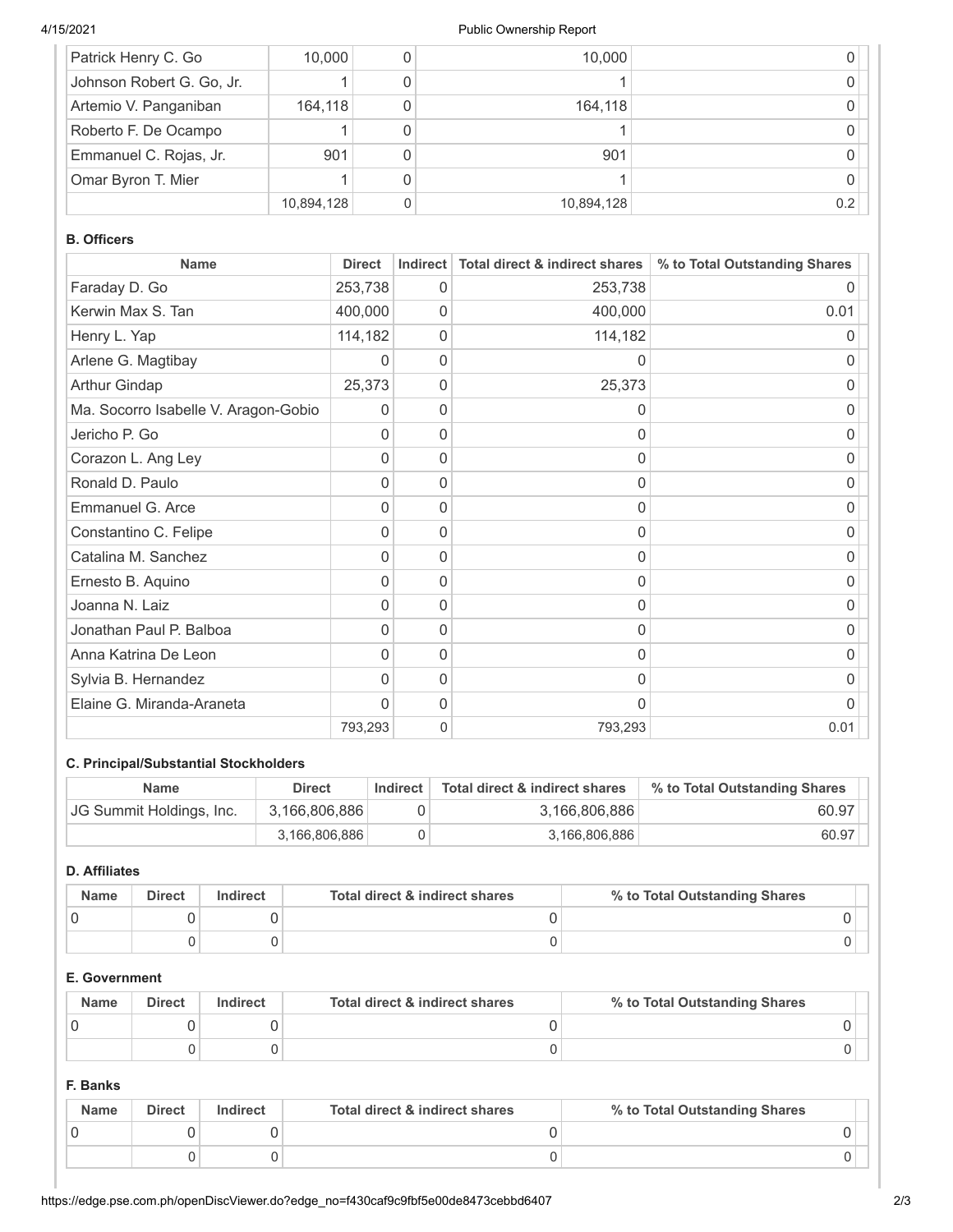| | | | | |
|---|---|---|---|---|
| Patrick Henry C. Go | 10,000 | 0 | 10,000 | 0 |
| Johnson Robert G. Go, Jr. | 1 | 0 | 1 | 0 |
| Artemio V. Panganiban | 164,118 | 0 | 164,118 | 0 |
| Roberto F. De Ocampo | 1 | 0 | 1 | 0 |
| Emmanuel C. Rojas, Jr. | 901 | 0 | 901 | 0 |
| Omar Byron T. Mier | 1 | 0 | 1 | 0 |
| | 10,894,128 | 0 | 10,894,128 | 0.2 |

### B. Officers

| Name | Direct | Indirect | Total direct & indirect shares | % to Total Outstanding Shares |
|---|---|---|---|---|
| Faraday D. Go | 253,738 | 0 | 253,738 | 0 |
| Kerwin Max S. Tan | 400,000 | 0 | 400,000 | 0.01 |
| Henry L. Yap | 114,182 | 0 | 114,182 | 0 |
| Arlene G. Magtibay | 0 | 0 | 0 | 0 |
| Arthur Gindap | 25,373 | 0 | 25,373 | 0 |
| Ma. Socorro Isabelle V. Aragon-Gobio | 0 | 0 | 0 | 0 |
| Jericho P. Go | 0 | 0 | 0 | 0 |
| Corazon L. Ang Ley | 0 | 0 | 0 | 0 |
| Ronald D. Paulo | 0 | 0 | 0 | 0 |
| Emmanuel G. Arce | 0 | 0 | 0 | 0 |
| Constantino C. Felipe | 0 | 0 | 0 | 0 |
| Catalina M. Sanchez | 0 | 0 | 0 | 0 |
| Ernesto B. Aquino | 0 | 0 | 0 | 0 |
| Joanna N. Laiz | 0 | 0 | 0 | 0 |
| Jonathan Paul P. Balboa | 0 | 0 | 0 | 0 |
| Anna Katrina De Leon | 0 | 0 | 0 | 0 |
| Sylvia B. Hernandez | 0 | 0 | 0 | 0 |
| Elaine G. Miranda-Araneta | 0 | 0 | 0 | 0 |
| | 793,293 | 0 | 793,293 | 0.01 |

### C. Principal/Substantial Stockholders

| Name | Direct | Indirect | Total direct & indirect shares | % to Total Outstanding Shares |
|---|---|---|---|---|
| JG Summit Holdings, Inc. | 3,166,806,886 | 0 | 3,166,806,886 | 60.97 |
| | 3,166,806,886 | 0 | 3,166,806,886 | 60.97 |

### D. Affiliates

| Name | Direct | Indirect | Total direct & indirect shares | % to Total Outstanding Shares |
|---|---|---|---|---|
| 0 | 0 | 0 | 0 | 0 |
| | 0 | 0 | 0 | 0 |

### E. Government

| Name | Direct | Indirect | Total direct & indirect shares | % to Total Outstanding Shares |
|---|---|---|---|---|
| 0 | 0 | 0 | 0 | 0 |
| | 0 | 0 | 0 | 0 |

### F. Banks

| Name | Direct | Indirect | Total direct & indirect shares | % to Total Outstanding Shares |
|---|---|---|---|---|
| 0 | 0 | 0 | 0 | 0 |
| | 0 | 0 | 0 | 0 |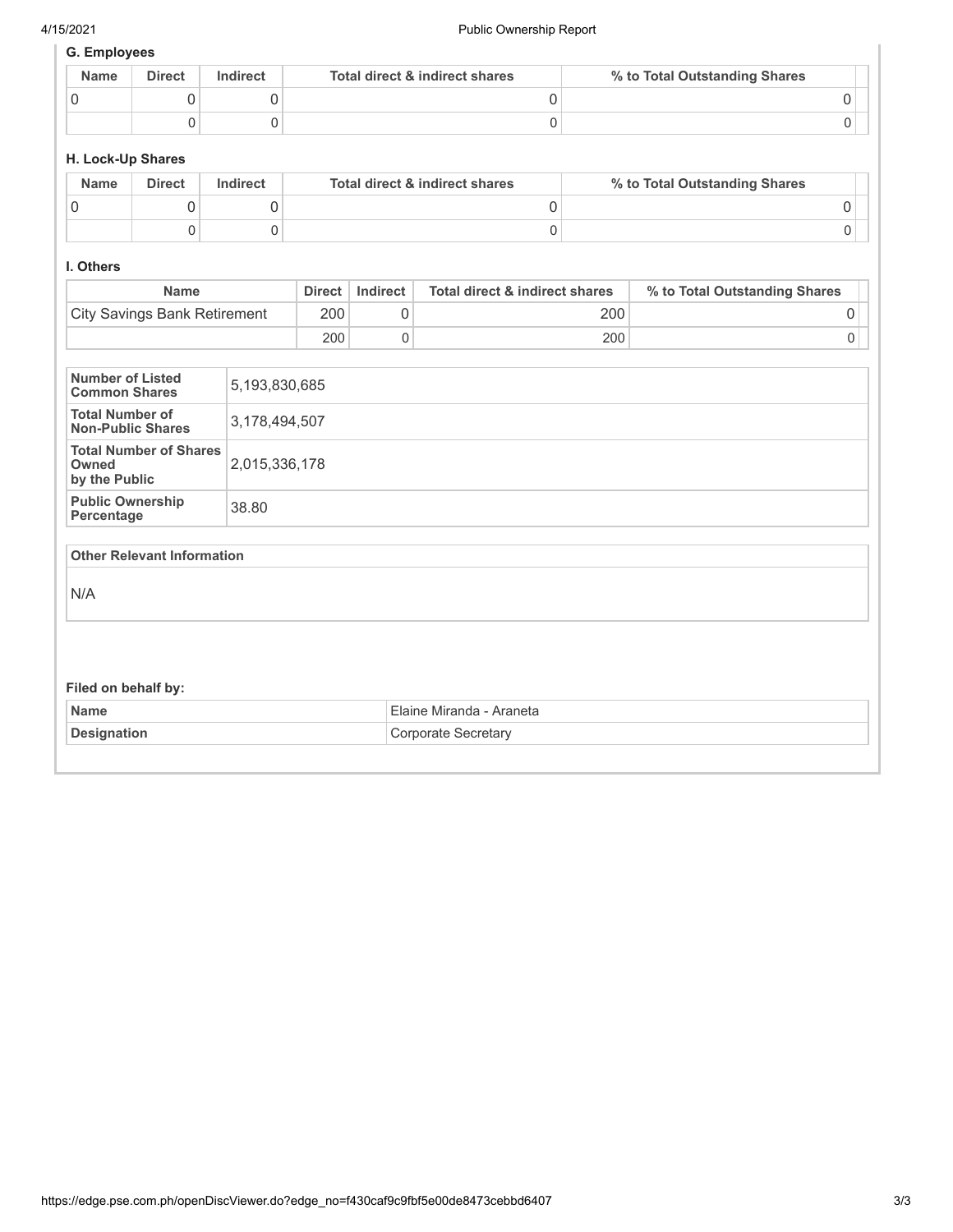### G. Employees

| Name | Direct | Indirect | Total direct & indirect shares | % to Total Outstanding Shares |
|---|---|---|---|---|
| 0 | 0 | 0 | 0 | 0 |
| | 0 | 0 | 0 | 0 |

### H. Lock-Up Shares

| Name | Direct | Indirect | Total direct & indirect shares | % to Total Outstanding Shares |
|---|---|---|---|---|
| 0 | 0 | 0 | 0 | 0 |
| | 0 | 0 | 0 | 0 |

### I. Others

| Name | Direct | Indirect | Total direct & indirect shares | % to Total Outstanding Shares |
|---|---|---|---|---|
| City Savings Bank Retirement | 200 | 0 | 200 | 0 |
| | 200 | 0 | 200 | 0 |

| | |
|---|---|
| **Number of Listed Common Shares** | 5,193,830,685 |
| **Total Number of Non-Public Shares** | 3,178,494,507 |
| **Total Number of Shares Owned by the Public** | 2,015,336,178 |
| **Public Ownership Percentage** | 38.80 |

**Other Relevant Information**

N/A

**Filed on behalf by:**

| | |
|---|---|
| **Name** | Elaine Miranda - Araneta |
| **Designation** | Corporate Secretary |